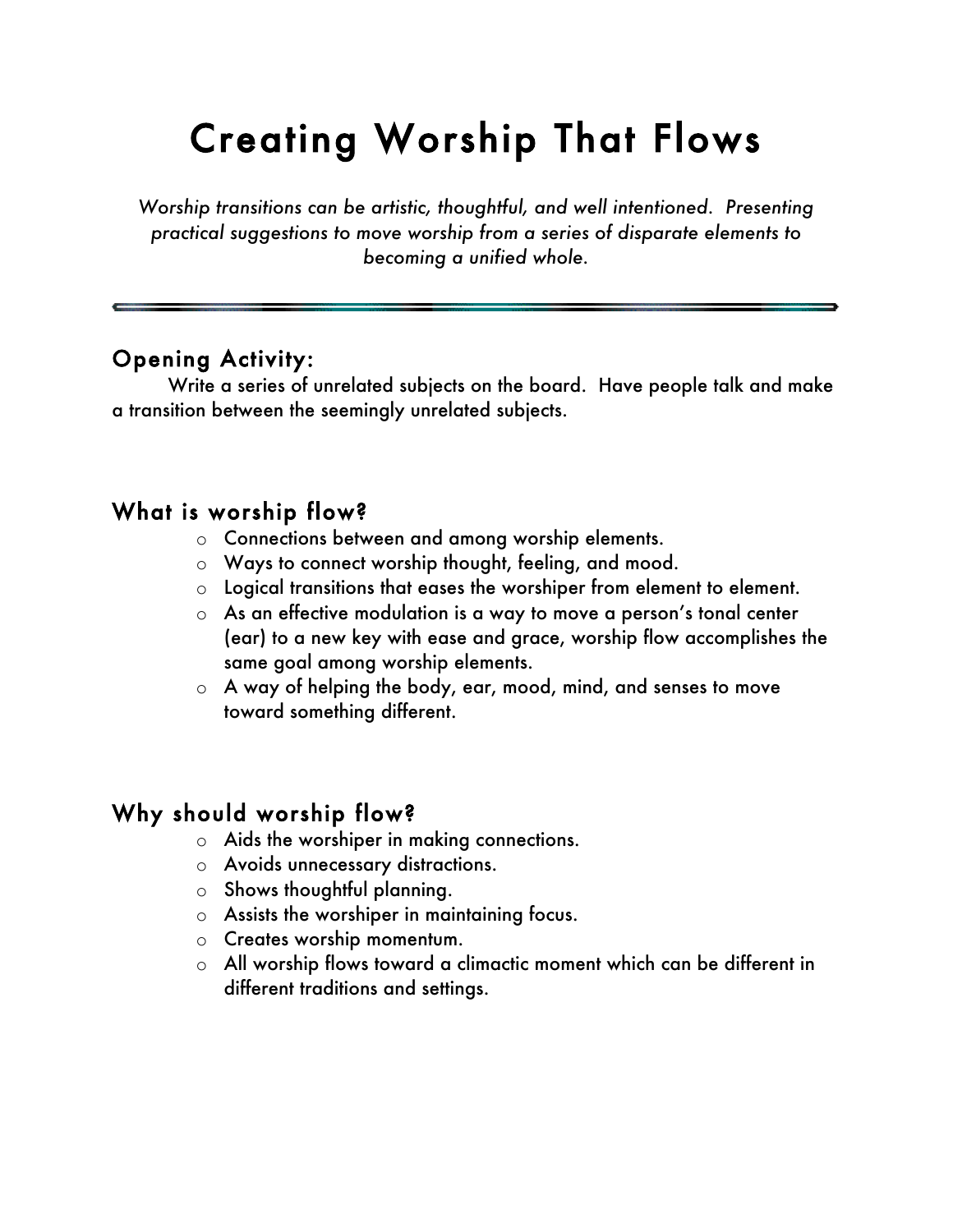# Creating Worship That Flows

*Worship transitions can be artistic, thoughtful, and well intentioned. Presenting practical suggestions to move worship from a series of disparate elements to becoming a unified whole.*

---

## Opening Activity:

Write a series of unrelated subjects on the board. Have people talk and make a transition between the seemingly unrelated subjects.

## What is worship flow?

- Connections between and among worship elements.
- Ways to connect worship thought, feeling, and mood.
- Logical transitions that eases the worshiper from element to element.
- As an effective modulation is a way to move a person's tonal center (ear) to a new key with ease and grace, worship flow accomplishes the same goal among worship elements.
- A way of helping the body, ear, mood, mind, and senses to move toward something different.

## Why should worship flow?

- Aids the worshiper in making connections.
- Avoids unnecessary distractions.
- Shows thoughtful planning.
- Assists the worshiper in maintaining focus.
- Creates worship momentum.
- All worship flows toward a climactic moment which can be different in different traditions and settings.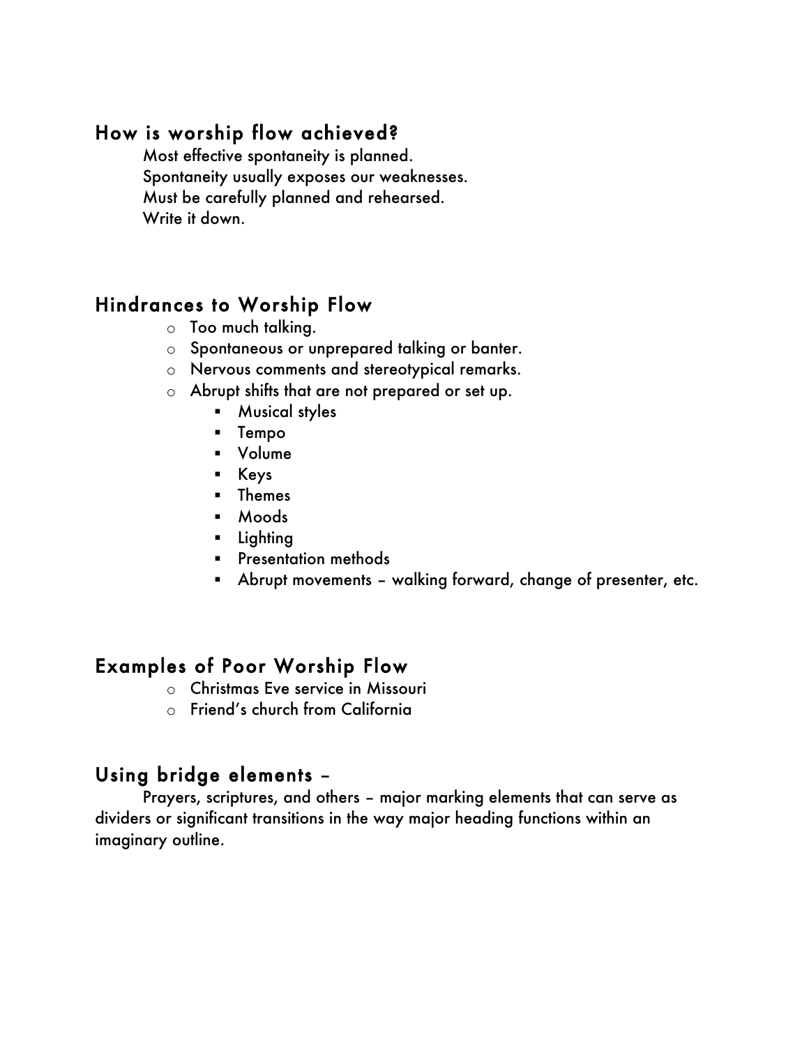## How is worship flow achieved?

Most effective spontaneity is planned.
Spontaneity usually exposes our weaknesses.
Must be carefully planned and rehearsed.
Write it down.

## Hindrances to Worship Flow

- Too much talking.
- Spontaneous or unprepared talking or banter.
- Nervous comments and stereotypical remarks.
- Abrupt shifts that are not prepared or set up.
  - Musical styles
  - Tempo
  - Volume
  - Keys
  - Themes
  - Moods
  - Lighting
  - Presentation methods
  - Abrupt movements – walking forward, change of presenter, etc.

## Examples of Poor Worship Flow

- Christmas Eve service in Missouri
- Friend's church from California

## Using bridge elements –

Prayers, scriptures, and others – major marking elements that can serve as dividers or significant transitions in the way major heading functions within an imaginary outline.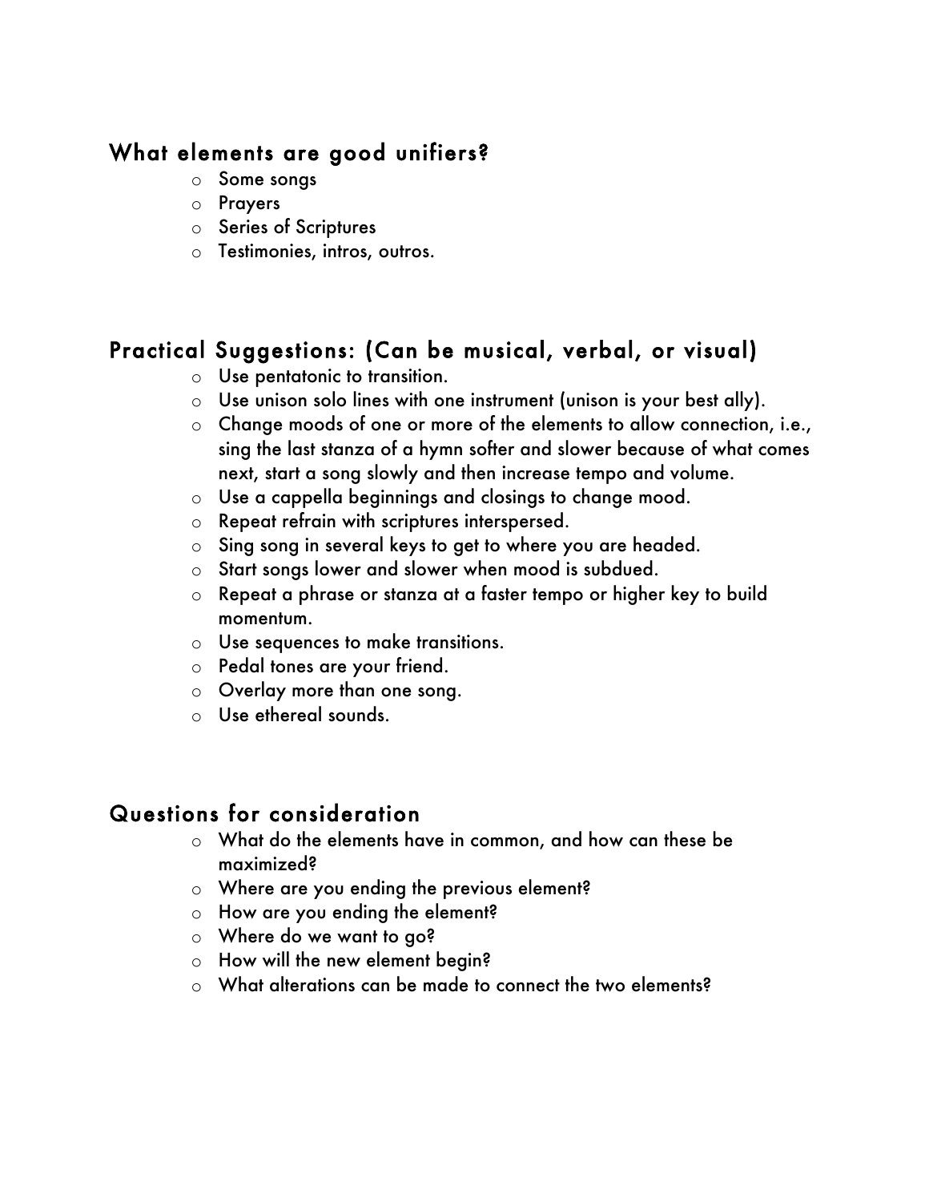## What elements are good unifiers?

- Some songs
- Prayers
- Series of Scriptures
- Testimonies, intros, outros.

## Practical Suggestions: (Can be musical, verbal, or visual)

- Use pentatonic to transition.
- Use unison solo lines with one instrument (unison is your best ally).
- Change moods of one or more of the elements to allow connection, i.e., sing the last stanza of a hymn softer and slower because of what comes next, start a song slowly and then increase tempo and volume.
- Use a cappella beginnings and closings to change mood.
- Repeat refrain with scriptures interspersed.
- Sing song in several keys to get to where you are headed.
- Start songs lower and slower when mood is subdued.
- Repeat a phrase or stanza at a faster tempo or higher key to build momentum.
- Use sequences to make transitions.
- Pedal tones are your friend.
- Overlay more than one song.
- Use ethereal sounds.

## Questions for consideration

- What do the elements have in common, and how can these be maximized?
- Where are you ending the previous element?
- How are you ending the element?
- Where do we want to go?
- How will the new element begin?
- What alterations can be made to connect the two elements?